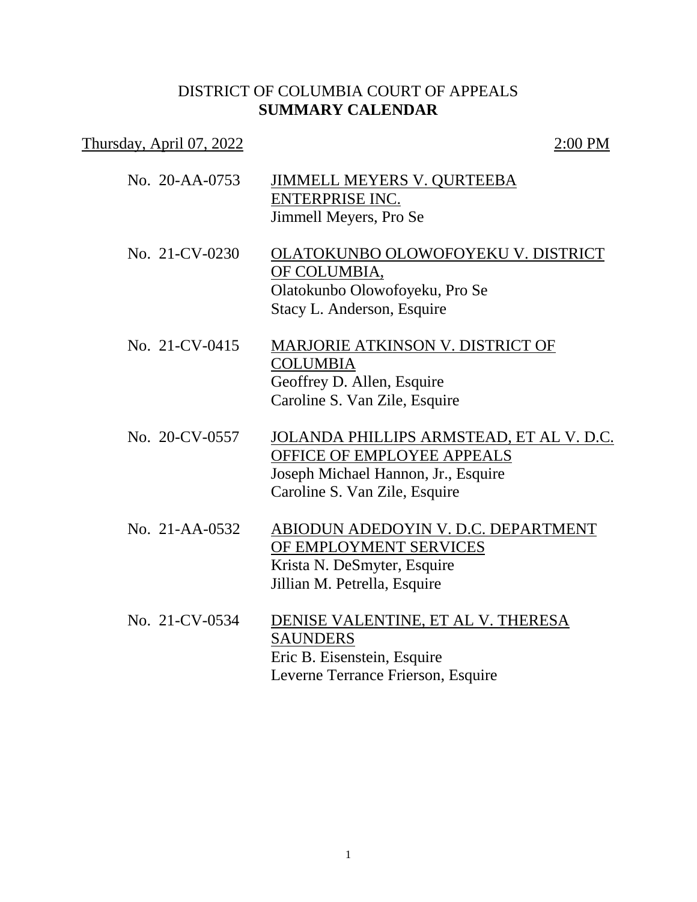DISTRICT OF COLUMBIA COURT OF APPEALS

**SUMMARY CALENDAR**

Thursday, April 07, 2022 — 2:00 PM

No. 20-AA-0753 — JIMMELL MEYERS V. QURTEEBA ENTERPRISE INC.
Jimmell Meyers, Pro Se

No. 21-CV-0230 — OLATOKUNBO OLOWOFOYEKU V. DISTRICT OF COLUMBIA,
Olatokunbo Olowofoyeku, Pro Se
Stacy L. Anderson, Esquire

No. 21-CV-0415 — MARJORIE ATKINSON V. DISTRICT OF COLUMBIA
Geoffrey D. Allen, Esquire
Caroline S. Van Zile, Esquire

No. 20-CV-0557 — JOLANDA PHILLIPS ARMSTEAD, ET AL V. D.C. OFFICE OF EMPLOYEE APPEALS
Joseph Michael Hannon, Jr., Esquire
Caroline S. Van Zile, Esquire

No. 21-AA-0532 — ABIODUN ADEDOYIN V. D.C. DEPARTMENT OF EMPLOYMENT SERVICES
Krista N. DeSmyter, Esquire
Jillian M. Petrella, Esquire

No. 21-CV-0534 — DENISE VALENTINE, ET AL V. THERESA SAUNDERS
Eric B. Eisenstein, Esquire
Leverne Terrance Frierson, Esquire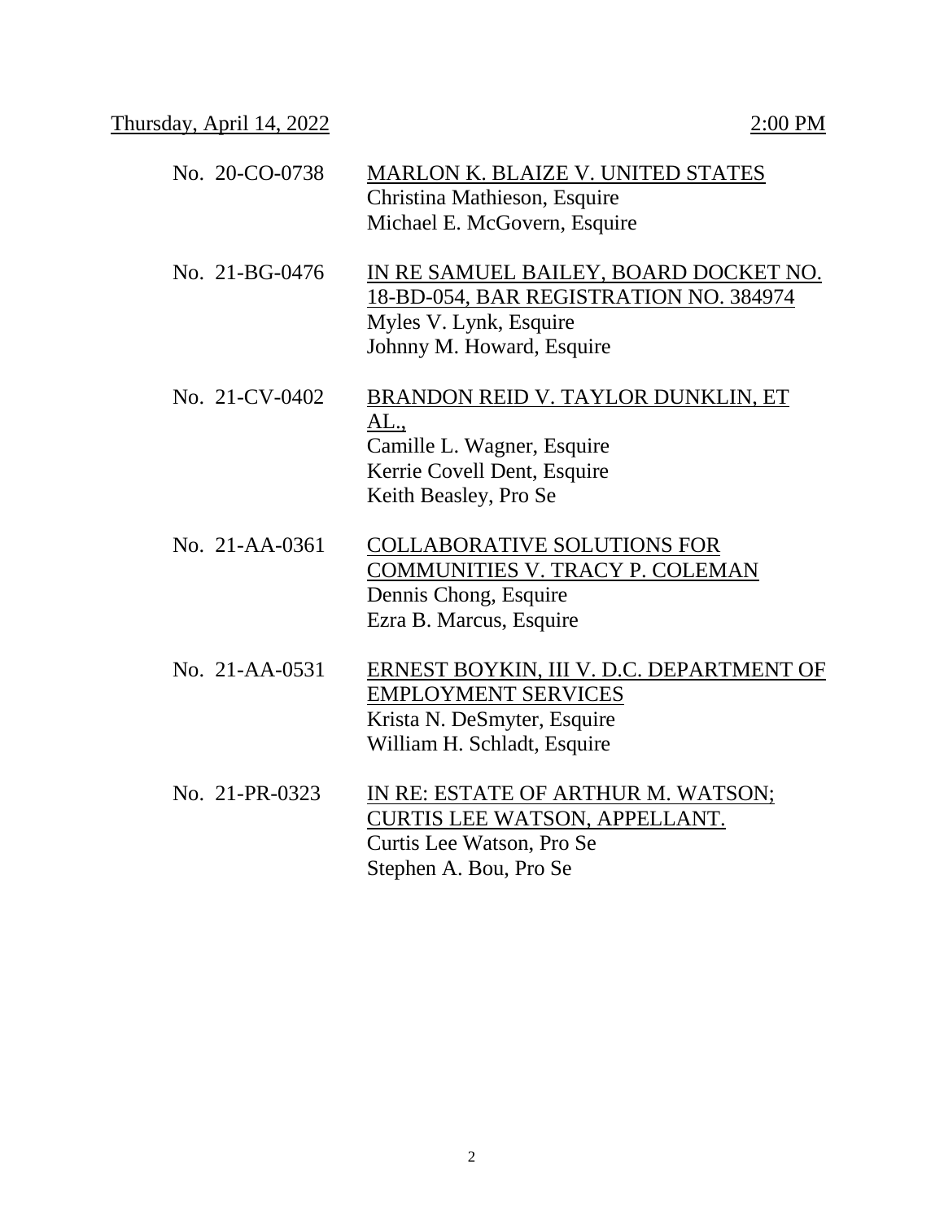Thursday, April 14, 2022 2:00 PM

| | |
|---|---|
| No. 20-CO-0738 | MARLON K. BLAIZE V. UNITED STATES<br>Christina Mathieson, Esquire<br>Michael E. McGovern, Esquire |
| No. 21-BG-0476 | IN RE SAMUEL BAILEY, BOARD DOCKET NO. 18-BD-054, BAR REGISTRATION NO. 384974<br>Myles V. Lynk, Esquire<br>Johnny M. Howard, Esquire |
| No. 21-CV-0402 | BRANDON REID V. TAYLOR DUNKLIN, ET AL.,<br>Camille L. Wagner, Esquire<br>Kerrie Covell Dent, Esquire<br>Keith Beasley, Pro Se |
| No. 21-AA-0361 | COLLABORATIVE SOLUTIONS FOR COMMUNITIES V. TRACY P. COLEMAN<br>Dennis Chong, Esquire<br>Ezra B. Marcus, Esquire |
| No. 21-AA-0531 | ERNEST BOYKIN, III V. D.C. DEPARTMENT OF EMPLOYMENT SERVICES<br>Krista N. DeSmyter, Esquire<br>William H. Schladt, Esquire |
| No. 21-PR-0323 | IN RE: ESTATE OF ARTHUR M. WATSON; CURTIS LEE WATSON, APPELLANT.<br>Curtis Lee Watson, Pro Se<br>Stephen A. Bou, Pro Se |